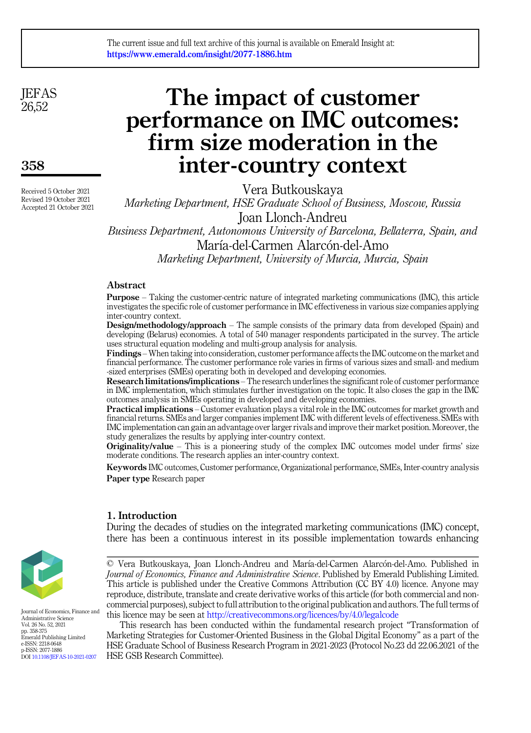# The impact of customer performance on IMC outcomes: firm size moderation in the inter-country context

Vera Butkouskaya
*Marketing Department, HSE Graduate School of Business, Moscow, Russia*
Joan Llonch-Andreu
*Business Department, Autonomous University of Barcelona, Bellaterra, Spain, and*
María-del-Carmen Alarcón-del-Amo
*Marketing Department, University of Murcia, Murcia, Spain*

Received 5 October 2021
Revised 19 October 2021
Accepted 21 October 2021

## Abstract

**Purpose** – Taking the customer-centric nature of integrated marketing communications (IMC), this article investigates the specific role of customer performance in IMC effectiveness in various size companies applying inter-country context.

**Design/methodology/approach** – The sample consists of the primary data from developed (Spain) and developing (Belarus) economies. A total of 540 manager respondents participated in the survey. The article uses structural equation modeling and multi-group analysis for analysis.

**Findings** – When taking into consideration, customer performance affects the IMC outcome on the market and financial performance. The customer performance role varies in firms of various sizes and small- and medium -sized enterprises (SMEs) operating both in developed and developing economies.

**Research limitations/implications** – The research underlines the significant role of customer performance in IMC implementation, which stimulates further investigation on the topic. It also closes the gap in the IMC outcomes analysis in SMEs operating in developed and developing economies.

**Practical implications** – Customer evaluation plays a vital role in the IMC outcomes for market growth and financial returns. SMEs and larger companies implement IMC with different levels of effectiveness. SMEs with IMC implementation can gain an advantage over larger rivals and improve their market position. Moreover, the study generalizes the results by applying inter-country context.

**Originality/value** – This is a pioneering study of the complex IMC outcomes model under firms' size moderate conditions. The research applies an inter-country context.

**Keywords** IMC outcomes, Customer performance, Organizational performance, SMEs, Inter-country analysis

**Paper type** Research paper

## 1. Introduction

During the decades of studies on the integrated marketing communications (IMC) concept, there has been a continuous interest in its possible implementation towards enhancing

© Vera Butkouskaya, Joan Llonch-Andreu and María-del-Carmen Alarcón-del-Amo. Published in *Journal of Economics, Finance and Administrative Science*. Published by Emerald Publishing Limited. This article is published under the Creative Commons Attribution (CC BY 4.0) licence. Anyone may reproduce, distribute, translate and create derivative works of this article (for both commercial and non-commercial purposes), subject to full attribution to the original publication and authors. The full terms of this licence may be seen at http://creativecommons.org/licences/by/4.0/legalcode

This research has been conducted within the fundamental research project "Transformation of Marketing Strategies for Customer-Oriented Business in the Global Digital Economy" as a part of the HSE Graduate School of Business Research Program in 2021-2023 (Protocol No.23 dd 22.06.2021 of the HSE GSB Research Committee).

Journal of Economics, Finance and Administrative Science
Vol. 26 No. 52, 2021
pp. 358-375
Emerald Publishing Limited
e-ISSN: 2218-0648
p-ISSN: 2077-1886
DOI 10.1108/JEFAS-10-2021-0207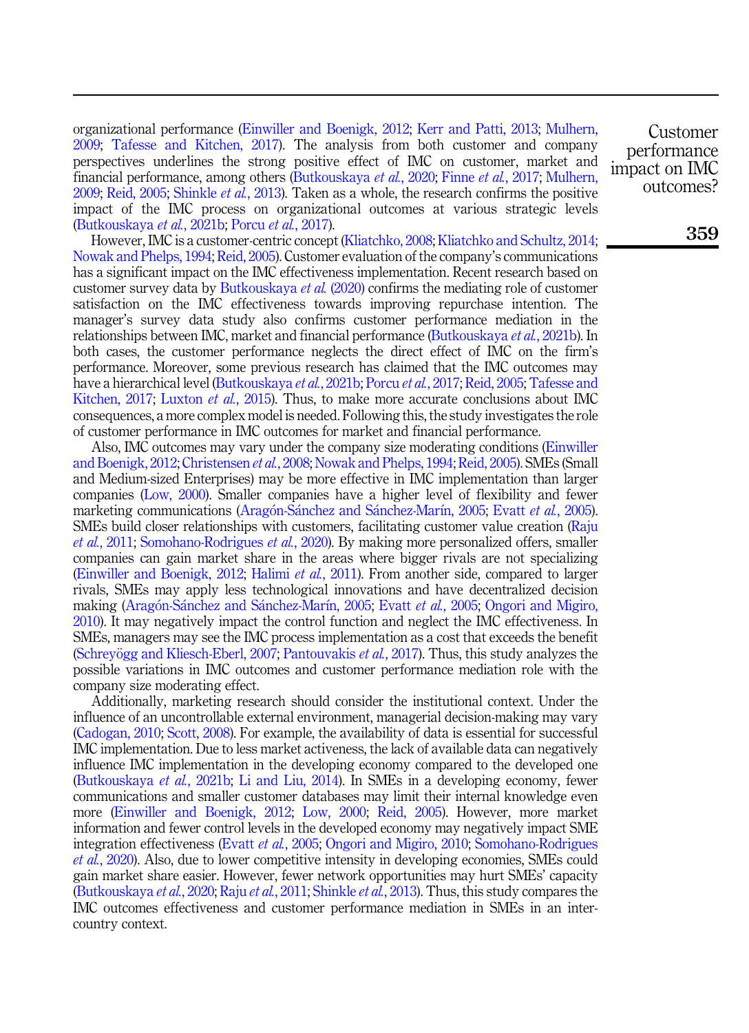organizational performance (Einwiller and Boenigk, 2012; Kerr and Patti, 2013; Mulhern, 2009; Tafesse and Kitchen, 2017). The analysis from both customer and company perspectives underlines the strong positive effect of IMC on customer, market and financial performance, among others (Butkouskaya *et al.*, 2020; Finne *et al.*, 2017; Mulhern, 2009; Reid, 2005; Shinkle *et al.*, 2013). Taken as a whole, the research confirms the positive impact of the IMC process on organizational outcomes at various strategic levels (Butkouskaya *et al.*, 2021b; Porcu *et al.*, 2017).

However, IMC is a customer-centric concept (Kliatchko, 2008; Kliatchko and Schultz, 2014; Nowak and Phelps, 1994; Reid, 2005). Customer evaluation of the company's communications has a significant impact on the IMC effectiveness implementation. Recent research based on customer survey data by Butkouskaya *et al.* (2020) confirms the mediating role of customer satisfaction on the IMC effectiveness towards improving repurchase intention. The manager's survey data study also confirms customer performance mediation in the relationships between IMC, market and financial performance (Butkouskaya *et al.*, 2021b). In both cases, the customer performance neglects the direct effect of IMC on the firm's performance. Moreover, some previous research has claimed that the IMC outcomes may have a hierarchical level (Butkouskaya *et al.*, 2021b; Porcu *et al.*, 2017; Reid, 2005; Tafesse and Kitchen, 2017; Luxton *et al.*, 2015). Thus, to make more accurate conclusions about IMC consequences, a more complex model is needed. Following this, the study investigates the role of customer performance in IMC outcomes for market and financial performance.

Also, IMC outcomes may vary under the company size moderating conditions (Einwiller and Boenigk, 2012; Christensen *et al.*, 2008; Nowak and Phelps, 1994; Reid, 2005). SMEs (Small and Medium-sized Enterprises) may be more effective in IMC implementation than larger companies (Low, 2000). Smaller companies have a higher level of flexibility and fewer marketing communications (Aragón-Sánchez and Sánchez-Marín, 2005; Evatt *et al.*, 2005). SMEs build closer relationships with customers, facilitating customer value creation (Raju *et al.*, 2011; Somohano-Rodrigues *et al.*, 2020). By making more personalized offers, smaller companies can gain market share in the areas where bigger rivals are not specializing (Einwiller and Boenigk, 2012; Halimi *et al.*, 2011). From another side, compared to larger rivals, SMEs may apply less technological innovations and have decentralized decision making (Aragón-Sánchez and Sánchez-Marín, 2005; Evatt *et al.*, 2005; Ongori and Migiro, 2010). It may negatively impact the control function and neglect the IMC effectiveness. In SMEs, managers may see the IMC process implementation as a cost that exceeds the benefit (Schreyögg and Kliesch-Eberl, 2007; Pantouvakis *et al.*, 2017). Thus, this study analyzes the possible variations in IMC outcomes and customer performance mediation role with the company size moderating effect.

Additionally, marketing research should consider the institutional context. Under the influence of an uncontrollable external environment, managerial decision-making may vary (Cadogan, 2010; Scott, 2008). For example, the availability of data is essential for successful IMC implementation. Due to less market activeness, the lack of available data can negatively influence IMC implementation in the developing economy compared to the developed one (Butkouskaya *et al.*, 2021b; Li and Liu, 2014). In SMEs in a developing economy, fewer communications and smaller customer databases may limit their internal knowledge even more (Einwiller and Boenigk, 2012; Low, 2000; Reid, 2005). However, more market information and fewer control levels in the developed economy may negatively impact SME integration effectiveness (Evatt *et al.*, 2005; Ongori and Migiro, 2010; Somohano-Rodrigues *et al.*, 2020). Also, due to lower competitive intensity in developing economies, SMEs could gain market share easier. However, fewer network opportunities may hurt SMEs' capacity (Butkouskaya *et al.*, 2020; Raju *et al.*, 2011; Shinkle *et al.*, 2013). Thus, this study compares the IMC outcomes effectiveness and customer performance mediation in SMEs in an inter-country context.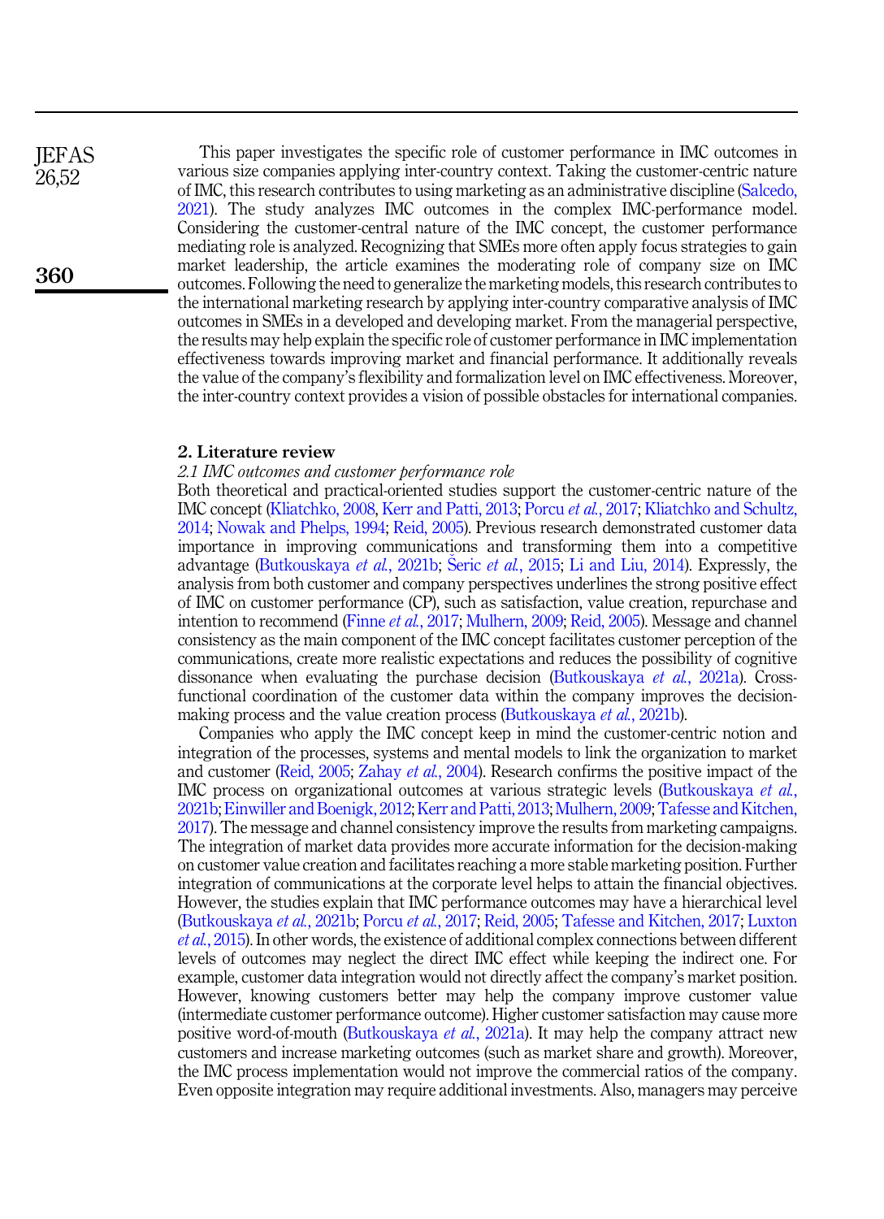This paper investigates the specific role of customer performance in IMC outcomes in various size companies applying inter-country context. Taking the customer-centric nature of IMC, this research contributes to using marketing as an administrative discipline (Salcedo, 2021). The study analyzes IMC outcomes in the complex IMC-performance model. Considering the customer-central nature of the IMC concept, the customer performance mediating role is analyzed. Recognizing that SMEs more often apply focus strategies to gain market leadership, the article examines the moderating role of company size on IMC outcomes. Following the need to generalize the marketing models, this research contributes to the international marketing research by applying inter-country comparative analysis of IMC outcomes in SMEs in a developed and developing market. From the managerial perspective, the results may help explain the specific role of customer performance in IMC implementation effectiveness towards improving market and financial performance. It additionally reveals the value of the company's flexibility and formalization level on IMC effectiveness. Moreover, the inter-country context provides a vision of possible obstacles for international companies.

## 2. Literature review

### *2.1 IMC outcomes and customer performance role*

Both theoretical and practical-oriented studies support the customer-centric nature of the IMC concept (Kliatchko, 2008, Kerr and Patti, 2013; Porcu *et al.*, 2017; Kliatchko and Schultz, 2014; Nowak and Phelps, 1994; Reid, 2005). Previous research demonstrated customer data importance in improving communications and transforming them into a competitive advantage (Butkouskaya *et al.*, 2021b; Šeric *et al.*, 2015; Li and Liu, 2014). Expressly, the analysis from both customer and company perspectives underlines the strong positive effect of IMC on customer performance (CP), such as satisfaction, value creation, repurchase and intention to recommend (Finne *et al.*, 2017; Mulhern, 2009; Reid, 2005). Message and channel consistency as the main component of the IMC concept facilitates customer perception of the communications, create more realistic expectations and reduces the possibility of cognitive dissonance when evaluating the purchase decision (Butkouskaya *et al.*, 2021a). Cross-functional coordination of the customer data within the company improves the decision-making process and the value creation process (Butkouskaya *et al.*, 2021b).

Companies who apply the IMC concept keep in mind the customer-centric notion and integration of the processes, systems and mental models to link the organization to market and customer (Reid, 2005; Zahay *et al.*, 2004). Research confirms the positive impact of the IMC process on organizational outcomes at various strategic levels (Butkouskaya *et al.*, 2021b; Einwiller and Boenigk, 2012; Kerr and Patti, 2013; Mulhern, 2009; Tafesse and Kitchen, 2017). The message and channel consistency improve the results from marketing campaigns. The integration of market data provides more accurate information for the decision-making on customer value creation and facilitates reaching a more stable marketing position. Further integration of communications at the corporate level helps to attain the financial objectives. However, the studies explain that IMC performance outcomes may have a hierarchical level (Butkouskaya *et al.*, 2021b; Porcu *et al.*, 2017; Reid, 2005; Tafesse and Kitchen, 2017; Luxton *et al.*, 2015). In other words, the existence of additional complex connections between different levels of outcomes may neglect the direct IMC effect while keeping the indirect one. For example, customer data integration would not directly affect the company's market position. However, knowing customers better may help the company improve customer value (intermediate customer performance outcome). Higher customer satisfaction may cause more positive word-of-mouth (Butkouskaya *et al.*, 2021a). It may help the company attract new customers and increase marketing outcomes (such as market share and growth). Moreover, the IMC process implementation would not improve the commercial ratios of the company. Even opposite integration may require additional investments. Also, managers may perceive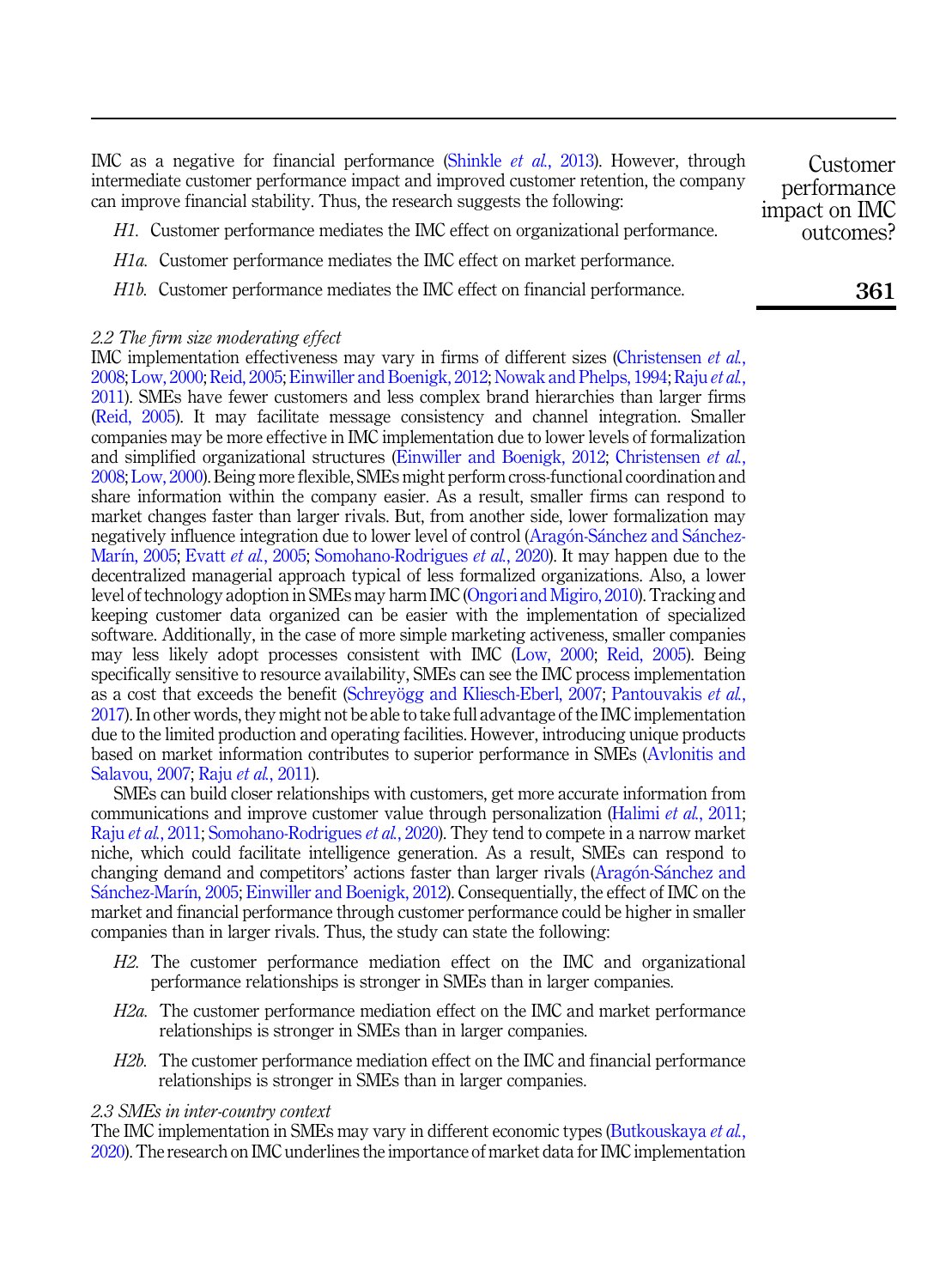IMC as a negative for financial performance (Shinkle *et al.*, 2013). However, through intermediate customer performance impact and improved customer retention, the company can improve financial stability. Thus, the research suggests the following:

*H1*. Customer performance mediates the IMC effect on organizational performance.

*H1a*. Customer performance mediates the IMC effect on market performance.

*H1b*. Customer performance mediates the IMC effect on financial performance.

### *2.2 The firm size moderating effect*

IMC implementation effectiveness may vary in firms of different sizes (Christensen *et al.*, 2008; Low, 2000; Reid, 2005; Einwiller and Boenigk, 2012; Nowak and Phelps, 1994; Raju *et al.*, 2011). SMEs have fewer customers and less complex brand hierarchies than larger firms (Reid, 2005). It may facilitate message consistency and channel integration. Smaller companies may be more effective in IMC implementation due to lower levels of formalization and simplified organizational structures (Einwiller and Boenigk, 2012; Christensen *et al.*, 2008; Low, 2000). Being more flexible, SMEs might perform cross-functional coordination and share information within the company easier. As a result, smaller firms can respond to market changes faster than larger rivals. But, from another side, lower formalization may negatively influence integration due to lower level of control (Aragón-Sánchez and Sánchez-Marín, 2005; Evatt *et al.*, 2005; Somohano-Rodrigues *et al.*, 2020). It may happen due to the decentralized managerial approach typical of less formalized organizations. Also, a lower level of technology adoption in SMEs may harm IMC (Ongori and Migiro, 2010). Tracking and keeping customer data organized can be easier with the implementation of specialized software. Additionally, in the case of more simple marketing activeness, smaller companies may less likely adopt processes consistent with IMC (Low, 2000; Reid, 2005). Being specifically sensitive to resource availability, SMEs can see the IMC process implementation as a cost that exceeds the benefit (Schreyögg and Kliesch-Eberl, 2007; Pantouvakis *et al.*, 2017). In other words, they might not be able to take full advantage of the IMC implementation due to the limited production and operating facilities. However, introducing unique products based on market information contributes to superior performance in SMEs (Avlonitis and Salavou, 2007; Raju *et al.*, 2011).

SMEs can build closer relationships with customers, get more accurate information from communications and improve customer value through personalization (Halimi *et al.*, 2011; Raju *et al.*, 2011; Somohano-Rodrigues *et al.*, 2020). They tend to compete in a narrow market niche, which could facilitate intelligence generation. As a result, SMEs can respond to changing demand and competitors' actions faster than larger rivals (Aragón-Sánchez and Sánchez-Marín, 2005; Einwiller and Boenigk, 2012). Consequentially, the effect of IMC on the market and financial performance through customer performance could be higher in smaller companies than in larger rivals. Thus, the study can state the following:

*H2*. The customer performance mediation effect on the IMC and organizational performance relationships is stronger in SMEs than in larger companies.

*H2a*. The customer performance mediation effect on the IMC and market performance relationships is stronger in SMEs than in larger companies.

*H2b*. The customer performance mediation effect on the IMC and financial performance relationships is stronger in SMEs than in larger companies.

### *2.3 SMEs in inter-country context*

The IMC implementation in SMEs may vary in different economic types (Butkouskaya *et al.*, 2020). The research on IMC underlines the importance of market data for IMC implementation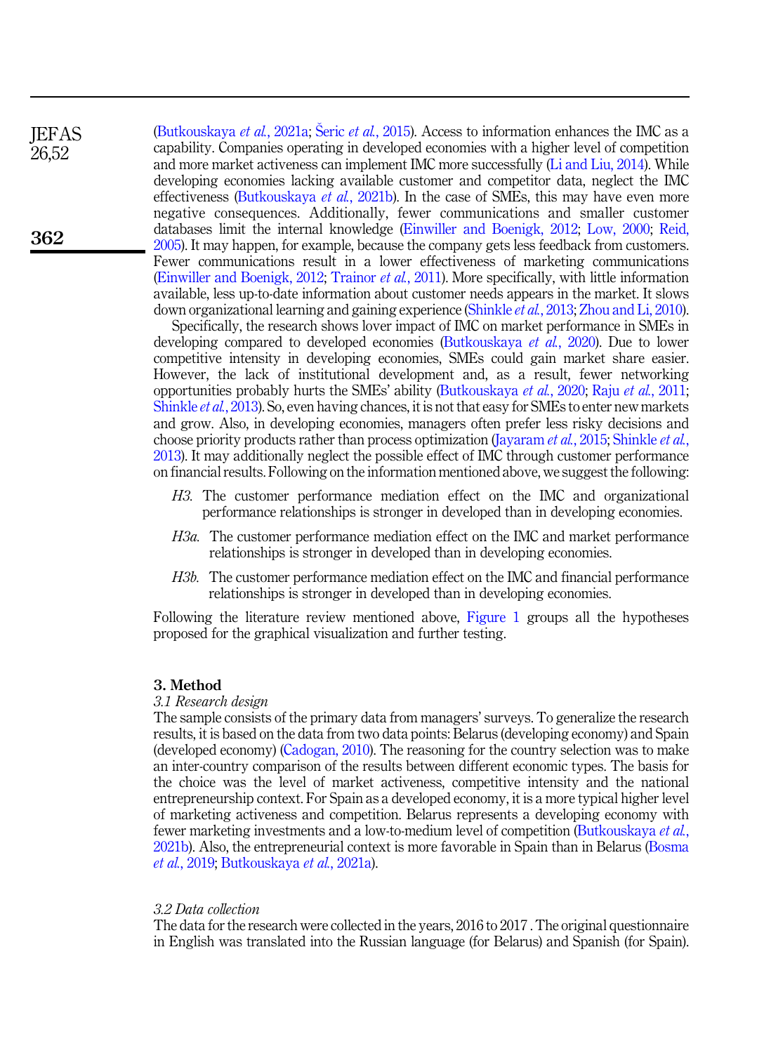(Butkouskaya *et al.*, 2021a; Šeric *et al.*, 2015). Access to information enhances the IMC as a capability. Companies operating in developed economies with a higher level of competition and more market activeness can implement IMC more successfully (Li and Liu, 2014). While developing economies lacking available customer and competitor data, neglect the IMC effectiveness (Butkouskaya *et al.*, 2021b). In the case of SMEs, this may have even more negative consequences. Additionally, fewer communications and smaller customer databases limit the internal knowledge (Einwiller and Boenigk, 2012; Low, 2000; Reid, 2005). It may happen, for example, because the company gets less feedback from customers. Fewer communications result in a lower effectiveness of marketing communications (Einwiller and Boenigk, 2012; Trainor *et al.*, 2011). More specifically, with little information available, less up-to-date information about customer needs appears in the market. It slows down organizational learning and gaining experience (Shinkle *et al.*, 2013; Zhou and Li, 2010).

Specifically, the research shows lover impact of IMC on market performance in SMEs in developing compared to developed economies (Butkouskaya *et al.*, 2020). Due to lower competitive intensity in developing economies, SMEs could gain market share easier. However, the lack of institutional development and, as a result, fewer networking opportunities probably hurts the SMEs' ability (Butkouskaya *et al.*, 2020; Raju *et al.*, 2011; Shinkle *et al.*, 2013). So, even having chances, it is not that easy for SMEs to enter new markets and grow. Also, in developing economies, managers often prefer less risky decisions and choose priority products rather than process optimization (Jayaram *et al.*, 2015; Shinkle *et al.*, 2013). It may additionally neglect the possible effect of IMC through customer performance on financial results. Following on the information mentioned above, we suggest the following:

*H3.* The customer performance mediation effect on the IMC and organizational performance relationships is stronger in developed than in developing economies.

*H3a.* The customer performance mediation effect on the IMC and market performance relationships is stronger in developed than in developing economies.

*H3b.* The customer performance mediation effect on the IMC and financial performance relationships is stronger in developed than in developing economies.

Following the literature review mentioned above, Figure 1 groups all the hypotheses proposed for the graphical visualization and further testing.

## 3. Method

### *3.1 Research design*

The sample consists of the primary data from managers' surveys. To generalize the research results, it is based on the data from two data points: Belarus (developing economy) and Spain (developed economy) (Cadogan, 2010). The reasoning for the country selection was to make an inter-country comparison of the results between different economic types. The basis for the choice was the level of market activeness, competitive intensity and the national entrepreneurship context. For Spain as a developed economy, it is a more typical higher level of marketing activeness and competition. Belarus represents a developing economy with fewer marketing investments and a low-to-medium level of competition (Butkouskaya *et al.*, 2021b). Also, the entrepreneurial context is more favorable in Spain than in Belarus (Bosma *et al.*, 2019; Butkouskaya *et al.*, 2021a).

### *3.2 Data collection*

The data for the research were collected in the years, 2016 to 2017 . The original questionnaire in English was translated into the Russian language (for Belarus) and Spanish (for Spain).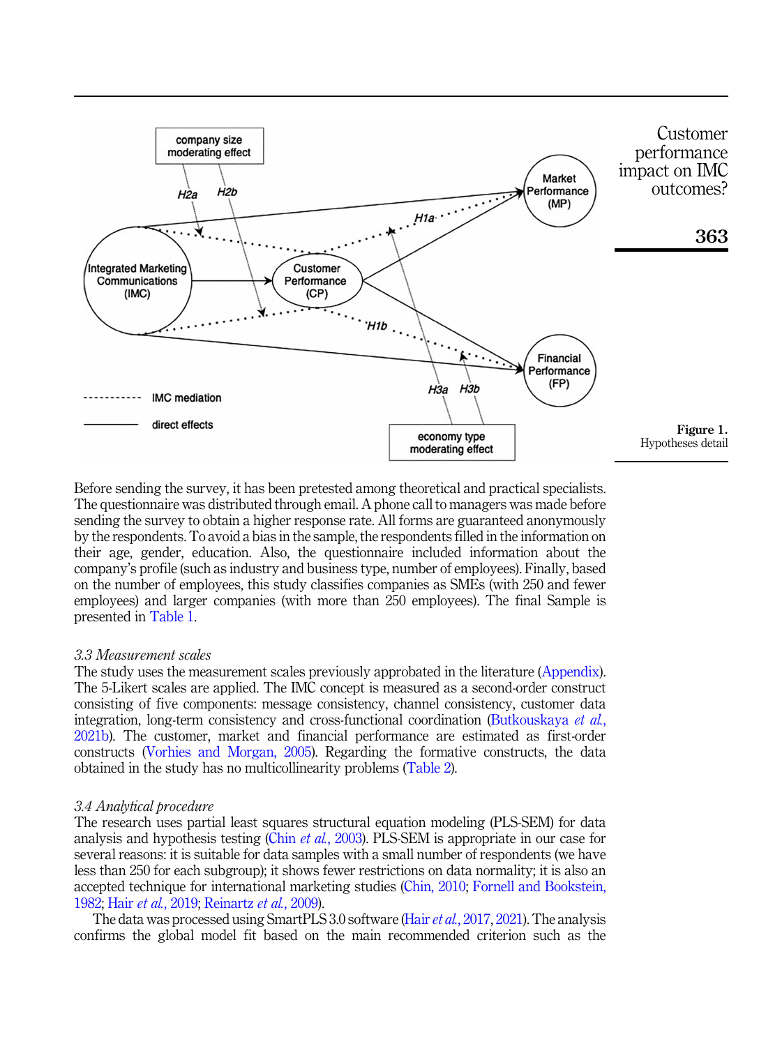Figure 1.
Hypotheses detail

Before sending the survey, it has been pretested among theoretical and practical specialists. The questionnaire was distributed through email. A phone call to managers was made before sending the survey to obtain a higher response rate. All forms are guaranteed anonymously by the respondents. To avoid a bias in the sample, the respondents filled in the information on their age, gender, education. Also, the questionnaire included information about the company's profile (such as industry and business type, number of employees). Finally, based on the number of employees, this study classifies companies as SMEs (with 250 and fewer employees) and larger companies (with more than 250 employees). The final Sample is presented in Table 1.

### *3.3 Measurement scales*

The study uses the measurement scales previously approbated in the literature (Appendix). The 5-Likert scales are applied. The IMC concept is measured as a second-order construct consisting of five components: message consistency, channel consistency, customer data integration, long-term consistency and cross-functional coordination (Butkouskaya *et al.*, 2021b). The customer, market and financial performance are estimated as first-order constructs (Vorhies and Morgan, 2005). Regarding the formative constructs, the data obtained in the study has no multicollinearity problems (Table 2).

### *3.4 Analytical procedure*

The research uses partial least squares structural equation modeling (PLS-SEM) for data analysis and hypothesis testing (Chin *et al.*, 2003). PLS-SEM is appropriate in our case for several reasons: it is suitable for data samples with a small number of respondents (we have less than 250 for each subgroup); it shows fewer restrictions on data normality; it is also an accepted technique for international marketing studies (Chin, 2010; Fornell and Bookstein, 1982; Hair *et al.*, 2019; Reinartz *et al.*, 2009).

The data was processed using SmartPLS 3.0 software (Hair *et al.*, 2017, 2021). The analysis confirms the global model fit based on the main recommended criterion such as the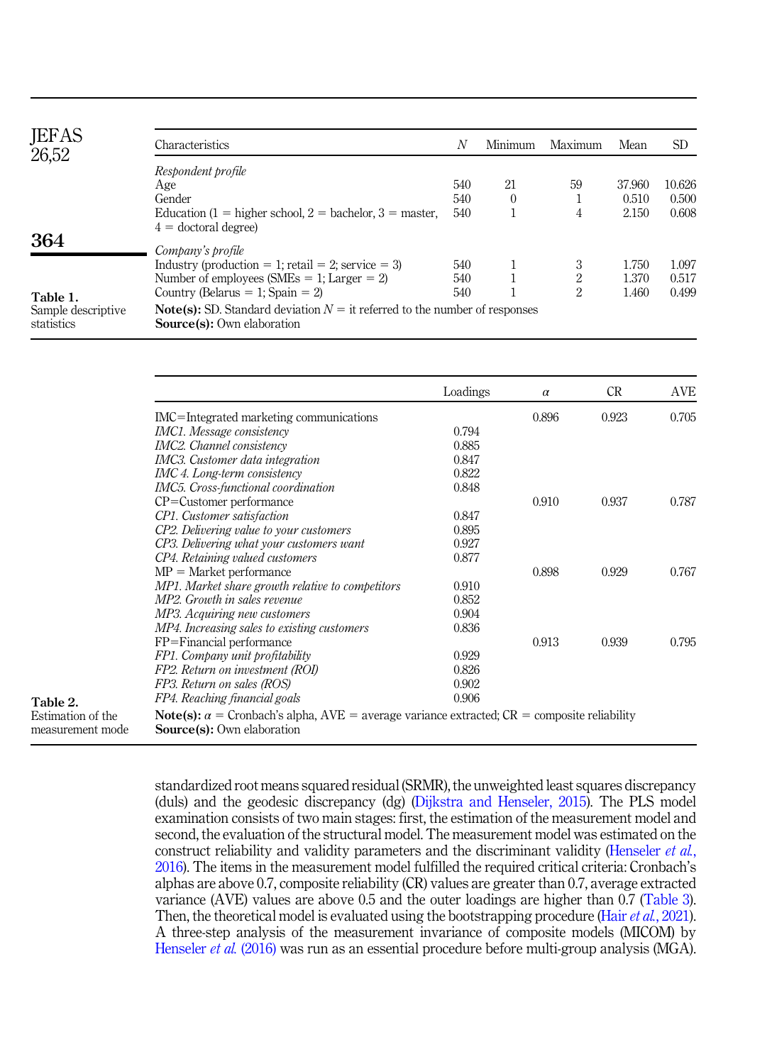**Table 1.** Sample descriptive statistics

| Characteristics | N | Minimum | Maximum | Mean | SD |
|---|---|---|---|---|---|
| *Respondent profile* | | | | | |
| Age | 540 | 21 | 59 | 37.960 | 10.626 |
| Gender | 540 | 0 | 1 | 0.510 | 0.500 |
| Education (1 = higher school, 2 = bachelor, 3 = master, 4 = doctoral degree) | 540 | 1 | 4 | 2.150 | 0.608 |
| *Company's profile* | | | | | |
| Industry (production = 1; retail = 2; service = 3) | 540 | 1 | 3 | 1.750 | 1.097 |
| Number of employees (SMEs = 1; Larger = 2) | 540 | 1 | 2 | 1.370 | 0.517 |
| Country (Belarus = 1; Spain = 2) | 540 | 1 | 2 | 1.460 | 0.499 |

**Note(s):** SD. Standard deviation N = it referred to the number of responses
**Source(s):** Own elaboration

**Table 2.** Estimation of the measurement mode

| | Loadings | $\alpha$ | CR | AVE |
|---|---|---|---|---|
| IMC=Integrated marketing communications | | 0.896 | 0.923 | 0.705 |
| *IMC1. Message consistency* | 0.794 | | | |
| *IMC2. Channel consistency* | 0.885 | | | |
| *IMC3. Customer data integration* | 0.847 | | | |
| *IMC 4. Long-term consistency* | 0.822 | | | |
| *IMC5. Cross-functional coordination* | 0.848 | | | |
| CP=Customer performance | | 0.910 | 0.937 | 0.787 |
| *CP1. Customer satisfaction* | 0.847 | | | |
| *CP2. Delivering value to your customers* | 0.895 | | | |
| *CP3. Delivering what your customers want* | 0.927 | | | |
| *CP4. Retaining valued customers* | 0.877 | | | |
| MP = Market performance | | 0.898 | 0.929 | 0.767 |
| *MP1. Market share growth relative to competitors* | 0.910 | | | |
| *MP2. Growth in sales revenue* | 0.852 | | | |
| *MP3. Acquiring new customers* | 0.904 | | | |
| *MP4. Increasing sales to existing customers* | 0.836 | | | |
| FP=Financial performance | | 0.913 | 0.939 | 0.795 |
| *FP1. Company unit profitability* | 0.929 | | | |
| *FP2. Return on investment (ROI)* | 0.826 | | | |
| *FP3. Return on sales (ROS)* | 0.902 | | | |
| *FP4. Reaching financial goals* | 0.906 | | | |

**Note(s):** $\alpha$ = Cronbach's alpha, AVE = average variance extracted; CR = composite reliability
**Source(s):** Own elaboration

standardized root means squared residual (SRMR), the unweighted least squares discrepancy (duls) and the geodesic discrepancy (dg) (Dijkstra and Henseler, 2015). The PLS model examination consists of two main stages: first, the estimation of the measurement model and second, the evaluation of the structural model. The measurement model was estimated on the construct reliability and validity parameters and the discriminant validity (Henseler *et al.*, 2016). The items in the measurement model fulfilled the required critical criteria: Cronbach's alphas are above 0.7, composite reliability (CR) values are greater than 0.7, average extracted variance (AVE) values are above 0.5 and the outer loadings are higher than 0.7 (Table 3). Then, the theoretical model is evaluated using the bootstrapping procedure (Hair *et al.*, 2021). A three-step analysis of the measurement invariance of composite models (MICOM) by Henseler *et al.* (2016) was run as an essential procedure before multi-group analysis (MGA).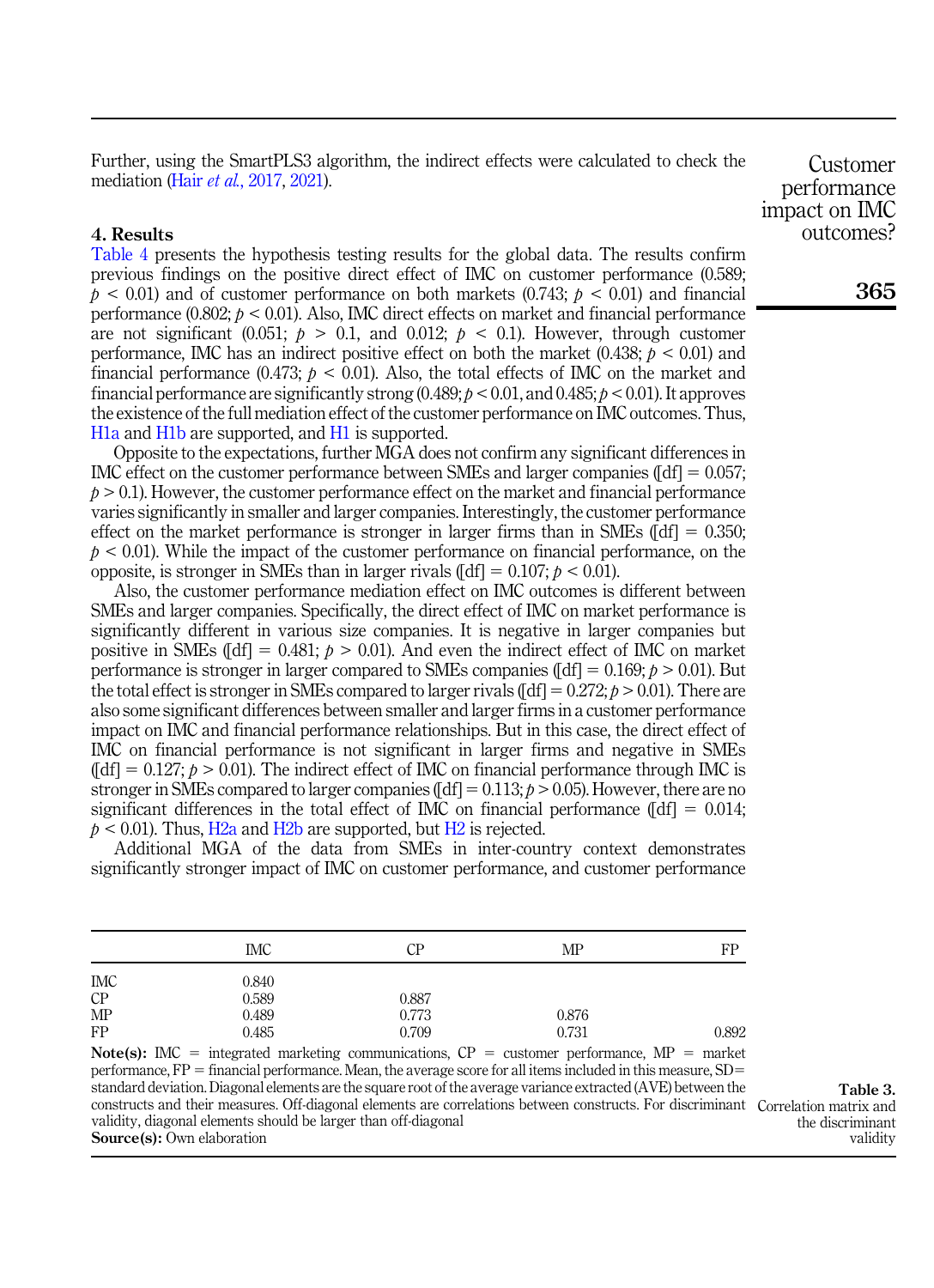Further, using the SmartPLS3 algorithm, the indirect effects were calculated to check the mediation (Hair *et al.*, 2017, 2021).

## 4. Results

Table 4 presents the hypothesis testing results for the global data. The results confirm previous findings on the positive direct effect of IMC on customer performance (0.589; $p < 0.01$) and of customer performance on both markets (0.743; $p < 0.01$) and financial performance (0.802; $p < 0.01$). Also, IMC direct effects on market and financial performance are not significant (0.051; $p > 0.1$, and 0.012; $p < 0.1$). However, through customer performance, IMC has an indirect positive effect on both the market (0.438; $p < 0.01$) and financial performance (0.473; $p < 0.01$). Also, the total effects of IMC on the market and financial performance are significantly strong (0.489; $p < 0.01$, and 0.485; $p < 0.01$). It approves the existence of the full mediation effect of the customer performance on IMC outcomes. Thus, H1a and H1b are supported, and H1 is supported.

Opposite to the expectations, further MGA does not confirm any significant differences in IMC effect on the customer performance between SMEs and larger companies (|df| = 0.057; $p > 0.1$). However, the customer performance effect on the market and financial performance varies significantly in smaller and larger companies. Interestingly, the customer performance effect on the market performance is stronger in larger firms than in SMEs (|df| = 0.350; $p < 0.01$). While the impact of the customer performance on financial performance, on the opposite, is stronger in SMEs than in larger rivals (|df| = 0.107; $p < 0.01$).

Also, the customer performance mediation effect on IMC outcomes is different between SMEs and larger companies. Specifically, the direct effect of IMC on market performance is significantly different in various size companies. It is negative in larger companies but positive in SMEs (|df| = 0.481; $p > 0.01$). And even the indirect effect of IMC on market performance is stronger in larger compared to SMEs companies (|df| = 0.169; $p > 0.01$). But the total effect is stronger in SMEs compared to larger rivals (|df| = 0.272; $p > 0.01$). There are also some significant differences between smaller and larger firms in a customer performance impact on IMC and financial performance relationships. But in this case, the direct effect of IMC on financial performance is not significant in larger firms and negative in SMEs (|df| = 0.127; $p > 0.01$). The indirect effect of IMC on financial performance through IMC is stronger in SMEs compared to larger companies (|df| = 0.113; $p > 0.05$). However, there are no significant differences in the total effect of IMC on financial performance (|df| = 0.014; $p < 0.01$). Thus, H2a and H2b are supported, but H2 is rejected.

Additional MGA of the data from SMEs in inter-country context demonstrates significantly stronger impact of IMC on customer performance, and customer performance

| | IMC | CP | MP | FP |
|---|---|---|---|---|
| IMC | 0.840 | | | |
| CP | 0.589 | 0.887 | | |
| MP | 0.489 | 0.773 | 0.876 | |
| FP | 0.485 | 0.709 | 0.731 | 0.892 |

**Note(s):** IMC = integrated marketing communications, CP = customer performance, MP = market performance, FP = financial performance. Mean, the average score for all items included in this measure, SD= standard deviation. Diagonal elements are the square root of the average variance extracted (AVE) between the constructs and their measures. Off-diagonal elements are correlations between constructs. For discriminant validity, diagonal elements should be larger than off-diagonal
**Source(s):** Own elaboration

**Table 3.** Correlation matrix and the discriminant validity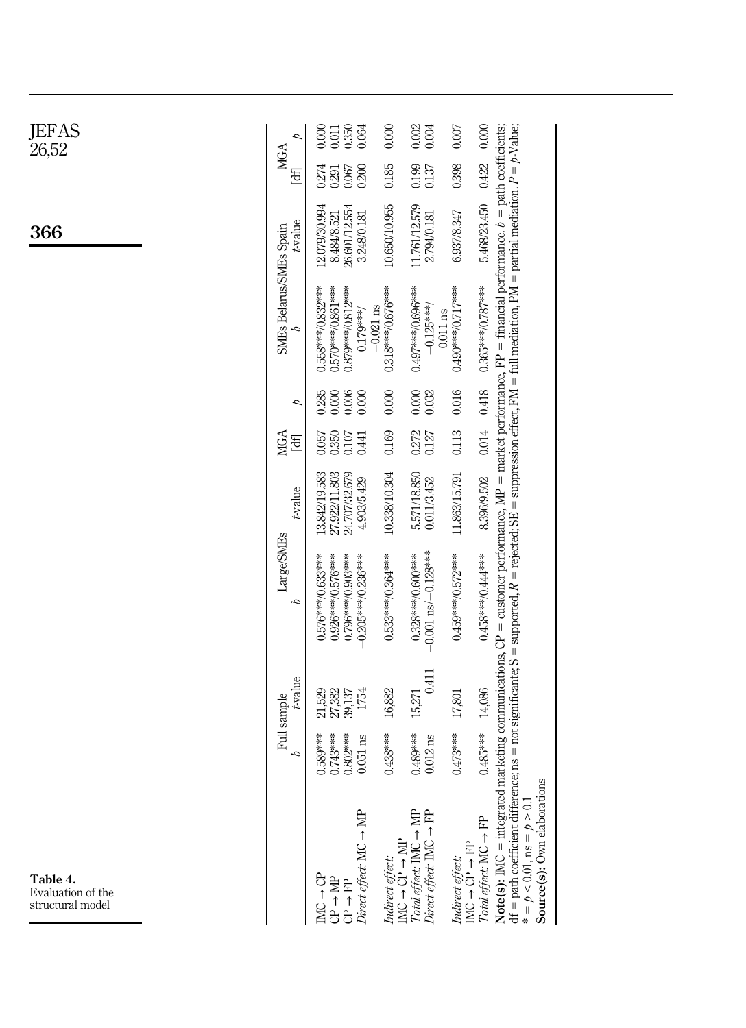**Table 4.** Evaluation of the structural model

| | Full sample | | Large/SMEs | | MGA | | SMEs Belarus/SMEs Spain | | MGA | |
|---|---|---|---|---|---|---|---|---|---|---|
| | *b* | *t*-value | *b* | *t*-value | [df] | *p* | *b* | *t*-value | [df] | *p* |
| IMC → CP | 0.589*** | 21,529 | 0.576***/0.633*** | 13.842/19.583 | 0.057 | 0.285 | 0.558***/0.832*** | 12.079/30.994 | 0.274 | 0.000 |
| CP → MP | 0.743*** | 27,382 | 0.926***/0.576*** | 27.922/11.803 | 0.350 | 0.000 | 0.570***/0.861*** | 8.484/8.521 | 0.291 | 0.011 |
| CP → FP | 0.802*** | 39,137 | 0.796***/0.903*** | 24.707/32.679 | 0.107 | 0.006 | 0.879***/0.812*** | 26.601/12.554 | 0.067 | 0.350 |
| *Direct effect*: MC → MP | 0.051 ns | 1754 | −0.205***/0.236*** | 4.903/5.429 | 0.441 | 0.000 | 0.179***/ −0.021 ns | 3.248/0.181 | 0.200 | 0.064 |
| *Indirect effect*: IMC → CP → MP | 0.438*** | 16,882 | 0.533***/0.364*** | 10.338/10.304 | 0.169 | 0.000 | 0.318***/0.676*** | 10.650/10.955 | 0.185 | 0.000 |
| *Total effect*: IMC → MP | 0.489*** | 15,271 | 0.328***/0.600*** | 5.571/18.850 | 0.272 | 0.000 | 0.497***/0.696*** | 11.761/12.579 | 0.199 | 0.002 |
| *Direct effect*: IMC → FP | 0.012 ns | 0.411 | −0.001 ns/−0.128*** | 0.011/3.452 | 0.127 | 0.032 | −0.125***/ 0.011 ns | 2.794/0.181 | 0.137 | 0.004 |
| *Indirect effect*: IMC → CP → FP | 0.473*** | 17,801 | 0.459***/0.572*** | 11.863/15.791 | 0.113 | 0.016 | 0.490***/0.717*** | 6.937/8.347 | 0.398 | 0.007 |
| *Total effect*: MC → FP | 0.485*** | 14,086 | 0.458***/0.444*** | 8.396/9.502 | 0.014 | 0.418 | 0.365***/0.787*** | 5.468/23.450 | 0.422 | 0.000 |

**Note(s):** IMC = integrated marketing communications, CP = customer performance, MP = market performance, FP = financial performance. *b* = path coefficients; df = path coefficient difference; ns = not significante; S = supported, *R* = rejected; SE = suppression effect, FM = full mediation, PM = partial mediation. *P* = *p*-Value; * = $p < 0.01$, ns = $p > 0.1$

**Source(s):** Own elaborations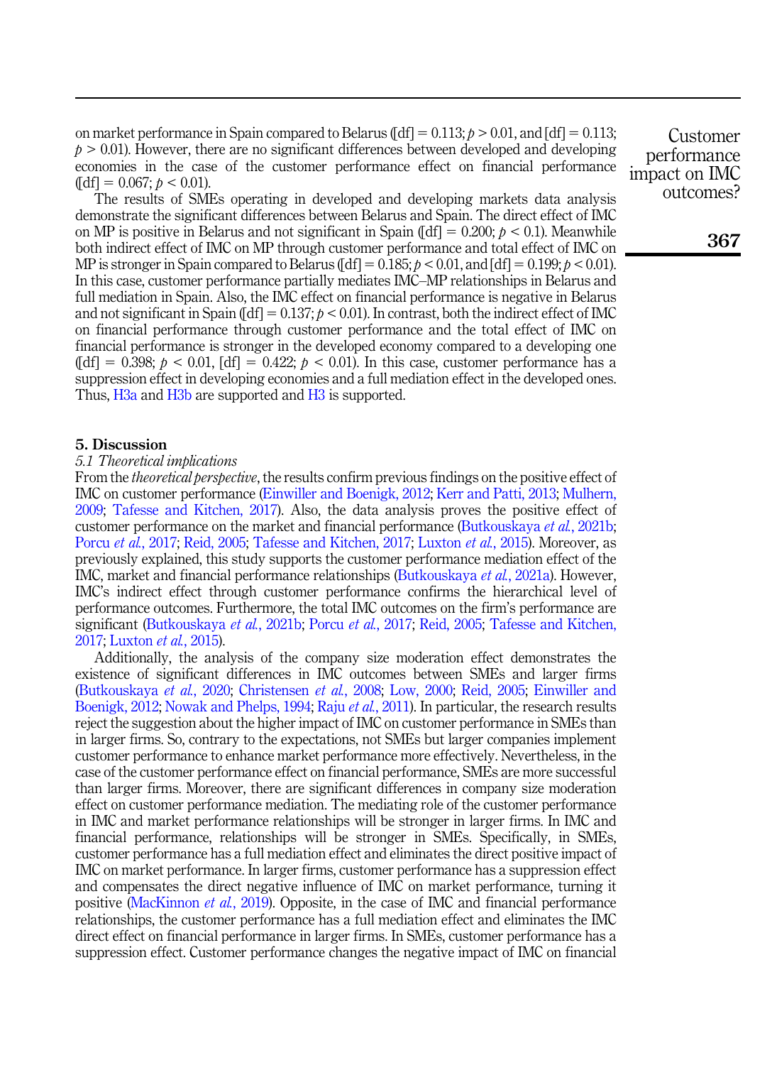on market performance in Spain compared to Belarus ([df] = 0.113; $p > 0.01$, and [df] = 0.113; $p > 0.01$). However, there are no significant differences between developed and developing economies in the case of the customer performance effect on financial performance ([df] = 0.067; $p < 0.01$).

The results of SMEs operating in developed and developing markets data analysis demonstrate the significant differences between Belarus and Spain. The direct effect of IMC on MP is positive in Belarus and not significant in Spain ([df] = 0.200; $p < 0.1$). Meanwhile both indirect effect of IMC on MP through customer performance and total effect of IMC on MP is stronger in Spain compared to Belarus ([df] = 0.185; $p < 0.01$, and [df] = 0.199; $p < 0.01$). In this case, customer performance partially mediates IMC–MP relationships in Belarus and full mediation in Spain. Also, the IMC effect on financial performance is negative in Belarus and not significant in Spain ([df] = 0.137; $p < 0.01$). In contrast, both the indirect effect of IMC on financial performance through customer performance and the total effect of IMC on financial performance is stronger in the developed economy compared to a developing one ([df] = 0.398; $p < 0.01$, [df] = 0.422; $p < 0.01$). In this case, customer performance has a suppression effect in developing economies and a full mediation effect in the developed ones. Thus, H3a and H3b are supported and H3 is supported.

## 5. Discussion

### 5.1 Theoretical implications

From the *theoretical perspective*, the results confirm previous findings on the positive effect of IMC on customer performance (Einwiller and Boenigk, 2012; Kerr and Patti, 2013; Mulhern, 2009; Tafesse and Kitchen, 2017). Also, the data analysis proves the positive effect of customer performance on the market and financial performance (Butkouskaya *et al.*, 2021b; Porcu *et al.*, 2017; Reid, 2005; Tafesse and Kitchen, 2017; Luxton *et al.*, 2015). Moreover, as previously explained, this study supports the customer performance mediation effect of the IMC, market and financial performance relationships (Butkouskaya *et al.*, 2021a). However, IMC's indirect effect through customer performance confirms the hierarchical level of performance outcomes. Furthermore, the total IMC outcomes on the firm's performance are significant (Butkouskaya *et al.*, 2021b; Porcu *et al.*, 2017; Reid, 2005; Tafesse and Kitchen, 2017; Luxton *et al.*, 2015).

Additionally, the analysis of the company size moderation effect demonstrates the existence of significant differences in IMC outcomes between SMEs and larger firms (Butkouskaya *et al.*, 2020; Christensen *et al.*, 2008; Low, 2000; Reid, 2005; Einwiller and Boenigk, 2012; Nowak and Phelps, 1994; Raju *et al.*, 2011). In particular, the research results reject the suggestion about the higher impact of IMC on customer performance in SMEs than in larger firms. So, contrary to the expectations, not SMEs but larger companies implement customer performance to enhance market performance more effectively. Nevertheless, in the case of the customer performance effect on financial performance, SMEs are more successful than larger firms. Moreover, there are significant differences in company size moderation effect on customer performance mediation. The mediating role of the customer performance in IMC and market performance relationships will be stronger in larger firms. In IMC and financial performance, relationships will be stronger in SMEs. Specifically, in SMEs, customer performance has a full mediation effect and eliminates the direct positive impact of IMC on market performance. In larger firms, customer performance has a suppression effect and compensates the direct negative influence of IMC on market performance, turning it positive (MacKinnon *et al.*, 2019). Opposite, in the case of IMC and financial performance relationships, the customer performance has a full mediation effect and eliminates the IMC direct effect on financial performance in larger firms. In SMEs, customer performance has a suppression effect. Customer performance changes the negative impact of IMC on financial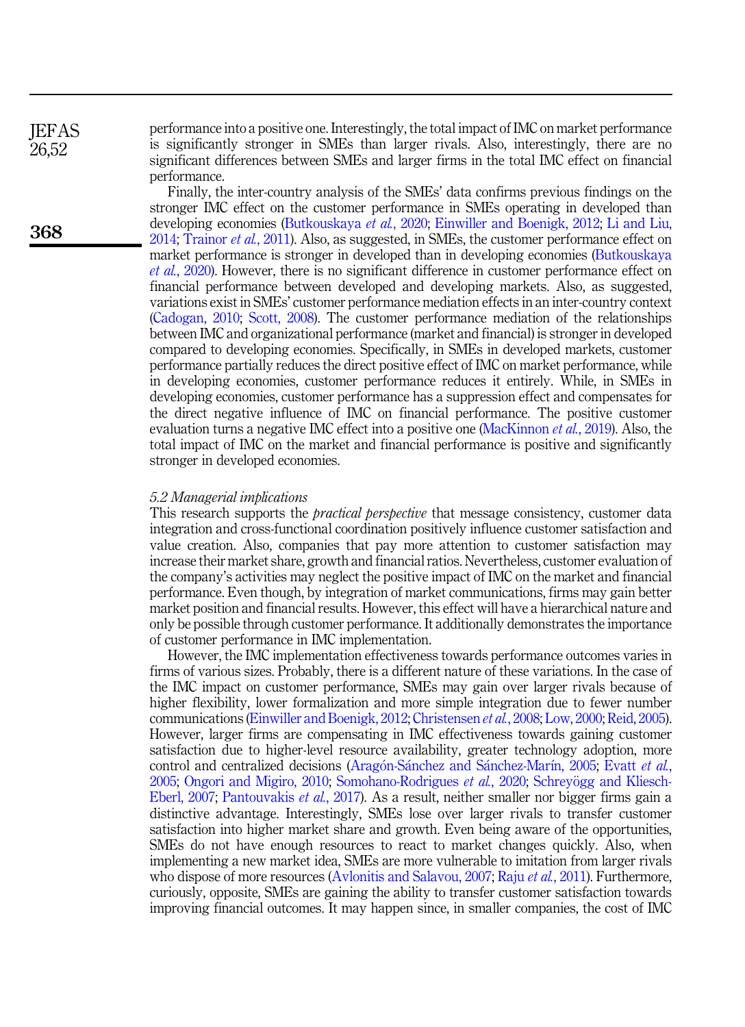performance into a positive one. Interestingly, the total impact of IMC on market performance is significantly stronger in SMEs than larger rivals. Also, interestingly, there are no significant differences between SMEs and larger firms in the total IMC effect on financial performance.

Finally, the inter-country analysis of the SMEs' data confirms previous findings on the stronger IMC effect on the customer performance in SMEs operating in developed than developing economies (Butkouskaya *et al.*, 2020; Einwiller and Boenigk, 2012; Li and Liu, 2014; Trainor *et al.*, 2011). Also, as suggested, in SMEs, the customer performance effect on market performance is stronger in developed than in developing economies (Butkouskaya *et al.*, 2020). However, there is no significant difference in customer performance effect on financial performance between developed and developing markets. Also, as suggested, variations exist in SMEs' customer performance mediation effects in an inter-country context (Cadogan, 2010; Scott, 2008). The customer performance mediation of the relationships between IMC and organizational performance (market and financial) is stronger in developed compared to developing economies. Specifically, in SMEs in developed markets, customer performance partially reduces the direct positive effect of IMC on market performance, while in developing economies, customer performance reduces it entirely. While, in SMEs in developing economies, customer performance has a suppression effect and compensates for the direct negative influence of IMC on financial performance. The positive customer evaluation turns a negative IMC effect into a positive one (MacKinnon *et al.*, 2019). Also, the total impact of IMC on the market and financial performance is positive and significantly stronger in developed economies.

### 5.2 Managerial implications

This research supports the *practical perspective* that message consistency, customer data integration and cross-functional coordination positively influence customer satisfaction and value creation. Also, companies that pay more attention to customer satisfaction may increase their market share, growth and financial ratios. Nevertheless, customer evaluation of the company's activities may neglect the positive impact of IMC on the market and financial performance. Even though, by integration of market communications, firms may gain better market position and financial results. However, this effect will have a hierarchical nature and only be possible through customer performance. It additionally demonstrates the importance of customer performance in IMC implementation.

However, the IMC implementation effectiveness towards performance outcomes varies in firms of various sizes. Probably, there is a different nature of these variations. In the case of the IMC impact on customer performance, SMEs may gain over larger rivals because of higher flexibility, lower formalization and more simple integration due to fewer number communications (Einwiller and Boenigk, 2012; Christensen *et al.*, 2008; Low, 2000; Reid, 2005). However, larger firms are compensating in IMC effectiveness towards gaining customer satisfaction due to higher-level resource availability, greater technology adoption, more control and centralized decisions (Aragón-Sánchez and Sánchez-Marín, 2005; Evatt *et al.*, 2005; Ongori and Migiro, 2010; Somohano-Rodrigues *et al.*, 2020; Schreyögg and Kliesch-Eberl, 2007; Pantouvakis *et al.*, 2017). As a result, neither smaller nor bigger firms gain a distinctive advantage. Interestingly, SMEs lose over larger rivals to transfer customer satisfaction into higher market share and growth. Even being aware of the opportunities, SMEs do not have enough resources to react to market changes quickly. Also, when implementing a new market idea, SMEs are more vulnerable to imitation from larger rivals who dispose of more resources (Avlonitis and Salavou, 2007; Raju *et al.*, 2011). Furthermore, curiously, opposite, SMEs are gaining the ability to transfer customer satisfaction towards improving financial outcomes. It may happen since, in smaller companies, the cost of IMC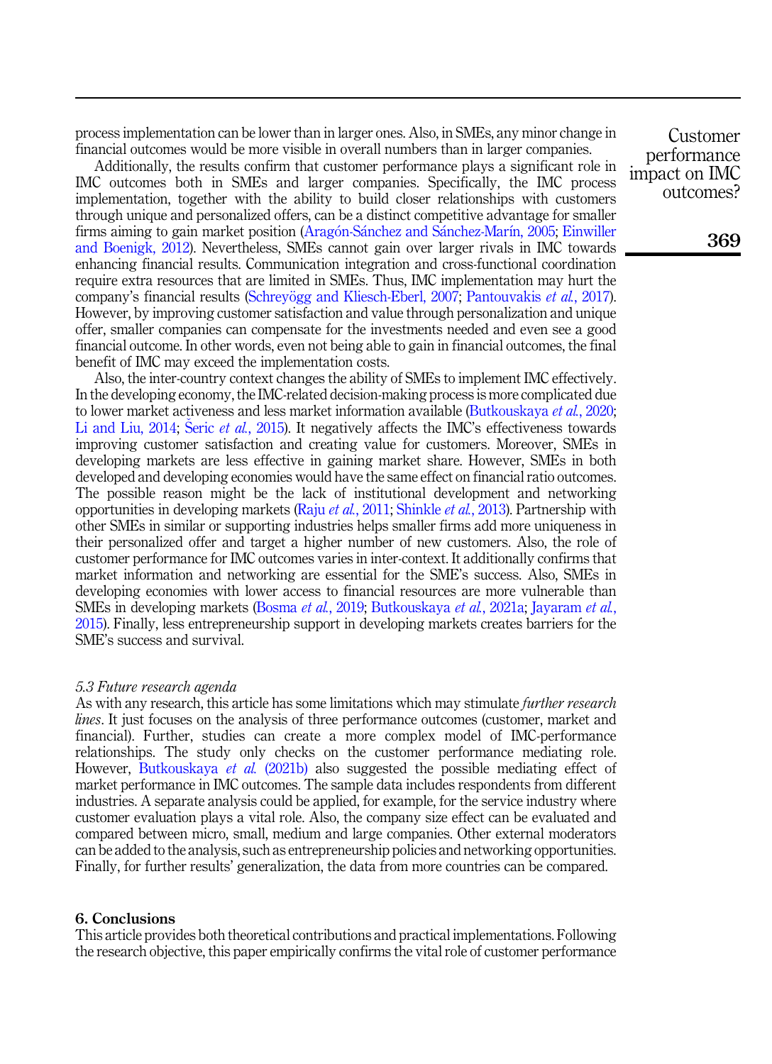process implementation can be lower than in larger ones. Also, in SMEs, any minor change in financial outcomes would be more visible in overall numbers than in larger companies.

Additionally, the results confirm that customer performance plays a significant role in IMC outcomes both in SMEs and larger companies. Specifically, the IMC process implementation, together with the ability to build closer relationships with customers through unique and personalized offers, can be a distinct competitive advantage for smaller firms aiming to gain market position (Aragón-Sánchez and Sánchez-Marín, 2005; Einwiller and Boenigk, 2012). Nevertheless, SMEs cannot gain over larger rivals in IMC towards enhancing financial results. Communication integration and cross-functional coordination require extra resources that are limited in SMEs. Thus, IMC implementation may hurt the company's financial results (Schreyögg and Kliesch-Eberl, 2007; Pantouvakis *et al.*, 2017). However, by improving customer satisfaction and value through personalization and unique offer, smaller companies can compensate for the investments needed and even see a good financial outcome. In other words, even not being able to gain in financial outcomes, the final benefit of IMC may exceed the implementation costs.

Also, the inter-country context changes the ability of SMEs to implement IMC effectively. In the developing economy, the IMC-related decision-making process is more complicated due to lower market activeness and less market information available (Butkouskaya *et al.*, 2020; Li and Liu, 2014; Šeric *et al.*, 2015). It negatively affects the IMC's effectiveness towards improving customer satisfaction and creating value for customers. Moreover, SMEs in developing markets are less effective in gaining market share. However, SMEs in both developed and developing economies would have the same effect on financial ratio outcomes. The possible reason might be the lack of institutional development and networking opportunities in developing markets (Raju *et al.*, 2011; Shinkle *et al.*, 2013). Partnership with other SMEs in similar or supporting industries helps smaller firms add more uniqueness in their personalized offer and target a higher number of new customers. Also, the role of customer performance for IMC outcomes varies in inter-context. It additionally confirms that market information and networking are essential for the SME's success. Also, SMEs in developing economies with lower access to financial resources are more vulnerable than SMEs in developing markets (Bosma *et al.*, 2019; Butkouskaya *et al.*, 2021a; Jayaram *et al.*, 2015). Finally, less entrepreneurship support in developing markets creates barriers for the SME's success and survival.

### *5.3 Future research agenda*

As with any research, this article has some limitations which may stimulate *further research lines*. It just focuses on the analysis of three performance outcomes (customer, market and financial). Further, studies can create a more complex model of IMC-performance relationships. The study only checks on the customer performance mediating role. However, Butkouskaya *et al.* (2021b) also suggested the possible mediating effect of market performance in IMC outcomes. The sample data includes respondents from different industries. A separate analysis could be applied, for example, for the service industry where customer evaluation plays a vital role. Also, the company size effect can be evaluated and compared between micro, small, medium and large companies. Other external moderators can be added to the analysis, such as entrepreneurship policies and networking opportunities. Finally, for further results' generalization, the data from more countries can be compared.

## 6. Conclusions

This article provides both theoretical contributions and practical implementations. Following the research objective, this paper empirically confirms the vital role of customer performance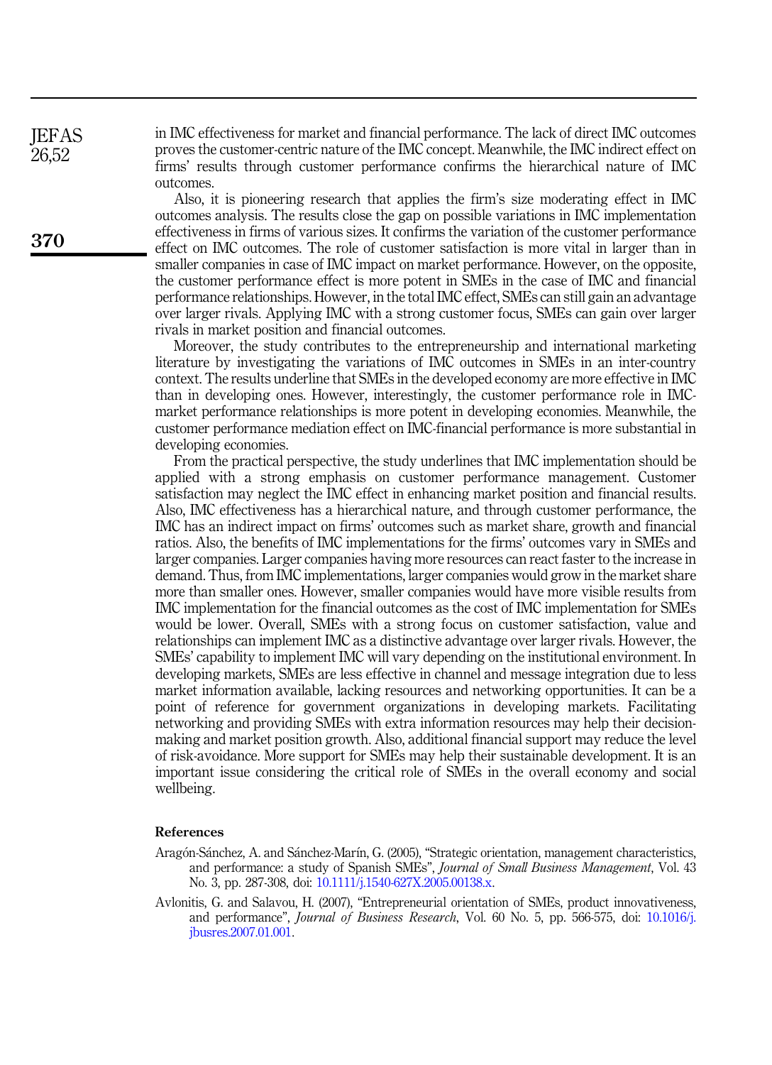in IMC effectiveness for market and financial performance. The lack of direct IMC outcomes proves the customer-centric nature of the IMC concept. Meanwhile, the IMC indirect effect on firms' results through customer performance confirms the hierarchical nature of IMC outcomes.

Also, it is pioneering research that applies the firm's size moderating effect in IMC outcomes analysis. The results close the gap on possible variations in IMC implementation effectiveness in firms of various sizes. It confirms the variation of the customer performance effect on IMC outcomes. The role of customer satisfaction is more vital in larger than in smaller companies in case of IMC impact on market performance. However, on the opposite, the customer performance effect is more potent in SMEs in the case of IMC and financial performance relationships. However, in the total IMC effect, SMEs can still gain an advantage over larger rivals. Applying IMC with a strong customer focus, SMEs can gain over larger rivals in market position and financial outcomes.

Moreover, the study contributes to the entrepreneurship and international marketing literature by investigating the variations of IMC outcomes in SMEs in an inter-country context. The results underline that SMEs in the developed economy are more effective in IMC than in developing ones. However, interestingly, the customer performance role in IMC-market performance relationships is more potent in developing economies. Meanwhile, the customer performance mediation effect on IMC-financial performance is more substantial in developing economies.

From the practical perspective, the study underlines that IMC implementation should be applied with a strong emphasis on customer performance management. Customer satisfaction may neglect the IMC effect in enhancing market position and financial results. Also, IMC effectiveness has a hierarchical nature, and through customer performance, the IMC has an indirect impact on firms' outcomes such as market share, growth and financial ratios. Also, the benefits of IMC implementations for the firms' outcomes vary in SMEs and larger companies. Larger companies having more resources can react faster to the increase in demand. Thus, from IMC implementations, larger companies would grow in the market share more than smaller ones. However, smaller companies would have more visible results from IMC implementation for the financial outcomes as the cost of IMC implementation for SMEs would be lower. Overall, SMEs with a strong focus on customer satisfaction, value and relationships can implement IMC as a distinctive advantage over larger rivals. However, the SMEs' capability to implement IMC will vary depending on the institutional environment. In developing markets, SMEs are less effective in channel and message integration due to less market information available, lacking resources and networking opportunities. It can be a point of reference for government organizations in developing markets. Facilitating networking and providing SMEs with extra information resources may help their decision-making and market position growth. Also, additional financial support may reduce the level of risk-avoidance. More support for SMEs may help their sustainable development. It is an important issue considering the critical role of SMEs in the overall economy and social wellbeing.

## References

Aragón-Sánchez, A. and Sánchez-Marín, G. (2005), "Strategic orientation, management characteristics, and performance: a study of Spanish SMEs", *Journal of Small Business Management*, Vol. 43 No. 3, pp. 287-308, doi: 10.1111/j.1540-627X.2005.00138.x.

Avlonitis, G. and Salavou, H. (2007), "Entrepreneurial orientation of SMEs, product innovativeness, and performance", *Journal of Business Research*, Vol. 60 No. 5, pp. 566-575, doi: 10.1016/j.jbusres.2007.01.001.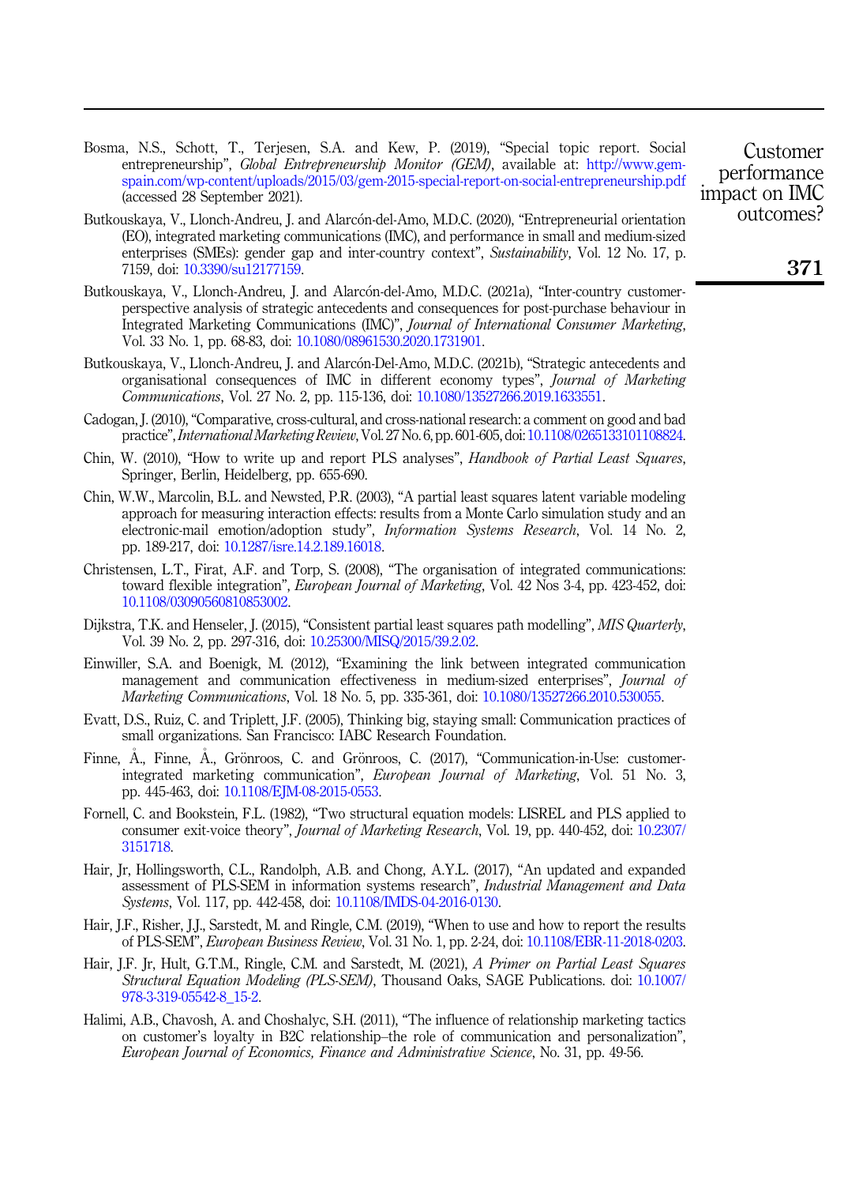Bosma, N.S., Schott, T., Terjesen, S.A. and Kew, P. (2019), "Special topic report. Social entrepreneurship", *Global Entrepreneurship Monitor (GEM)*, available at: http://www.gem-spain.com/wp-content/uploads/2015/03/gem-2015-special-report-on-social-entrepreneurship.pdf (accessed 28 September 2021).

Butkouskaya, V., Llonch-Andreu, J. and Alarcón-del-Amo, M.D.C. (2020), "Entrepreneurial orientation (EO), integrated marketing communications (IMC), and performance in small and medium-sized enterprises (SMEs): gender gap and inter-country context", *Sustainability*, Vol. 12 No. 17, p. 7159, doi: 10.3390/su12177159.

Butkouskaya, V., Llonch-Andreu, J. and Alarcón-del-Amo, M.D.C. (2021a), "Inter-country customer-perspective analysis of strategic antecedents and consequences for post-purchase behaviour in Integrated Marketing Communications (IMC)", *Journal of International Consumer Marketing*, Vol. 33 No. 1, pp. 68-83, doi: 10.1080/08961530.2020.1731901.

Butkouskaya, V., Llonch-Andreu, J. and Alarcón-Del-Amo, M.D.C. (2021b), "Strategic antecedents and organisational consequences of IMC in different economy types", *Journal of Marketing Communications*, Vol. 27 No. 2, pp. 115-136, doi: 10.1080/13527266.2019.1633551.

Cadogan, J. (2010), "Comparative, cross-cultural, and cross-national research: a comment on good and bad practice", *International Marketing Review*, Vol. 27 No. 6, pp. 601-605, doi: 10.1108/02651331011088824.

Chin, W. (2010), "How to write up and report PLS analyses", *Handbook of Partial Least Squares*, Springer, Berlin, Heidelberg, pp. 655-690.

Chin, W.W., Marcolin, B.L. and Newsted, P.R. (2003), "A partial least squares latent variable modeling approach for measuring interaction effects: results from a Monte Carlo simulation study and an electronic-mail emotion/adoption study", *Information Systems Research*, Vol. 14 No. 2, pp. 189-217, doi: 10.1287/isre.14.2.189.16018.

Christensen, L.T., Firat, A.F. and Torp, S. (2008), "The organisation of integrated communications: toward flexible integration", *European Journal of Marketing*, Vol. 42 Nos 3-4, pp. 423-452, doi: 10.1108/03090560810853002.

Dijkstra, T.K. and Henseler, J. (2015), "Consistent partial least squares path modelling", *MIS Quarterly*, Vol. 39 No. 2, pp. 297-316, doi: 10.25300/MISQ/2015/39.2.02.

Einwiller, S.A. and Boenigk, M. (2012), "Examining the link between integrated communication management and communication effectiveness in medium-sized enterprises", *Journal of Marketing Communications*, Vol. 18 No. 5, pp. 335-361, doi: 10.1080/13527266.2010.530055.

Evatt, D.S., Ruiz, C. and Triplett, J.F. (2005), Thinking big, staying small: Communication practices of small organizations. San Francisco: IABC Research Foundation.

Finne, Å., Finne, Å., Grönroos, C. and Grönroos, C. (2017), "Communication-in-Use: customer-integrated marketing communication", *European Journal of Marketing*, Vol. 51 No. 3, pp. 445-463, doi: 10.1108/EJM-08-2015-0553.

Fornell, C. and Bookstein, F.L. (1982), "Two structural equation models: LISREL and PLS applied to consumer exit-voice theory", *Journal of Marketing Research*, Vol. 19, pp. 440-452, doi: 10.2307/3151718.

Hair, Jr, Hollingsworth, C.L., Randolph, A.B. and Chong, A.Y.L. (2017), "An updated and expanded assessment of PLS-SEM in information systems research", *Industrial Management and Data Systems*, Vol. 117, pp. 442-458, doi: 10.1108/IMDS-04-2016-0130.

Hair, J.F., Risher, J.J., Sarstedt, M. and Ringle, C.M. (2019), "When to use and how to report the results of PLS-SEM", *European Business Review*, Vol. 31 No. 1, pp. 2-24, doi: 10.1108/EBR-11-2018-0203.

Hair, J.F. Jr, Hult, G.T.M., Ringle, C.M. and Sarstedt, M. (2021), *A Primer on Partial Least Squares Structural Equation Modeling (PLS-SEM)*, Thousand Oaks, SAGE Publications. doi: 10.1007/978-3-319-05542-8_15-2.

Halimi, A.B., Chavosh, A. and Choshalyc, S.H. (2011), "The influence of relationship marketing tactics on customer's loyalty in B2C relationship–the role of communication and personalization", *European Journal of Economics, Finance and Administrative Science*, No. 31, pp. 49-56.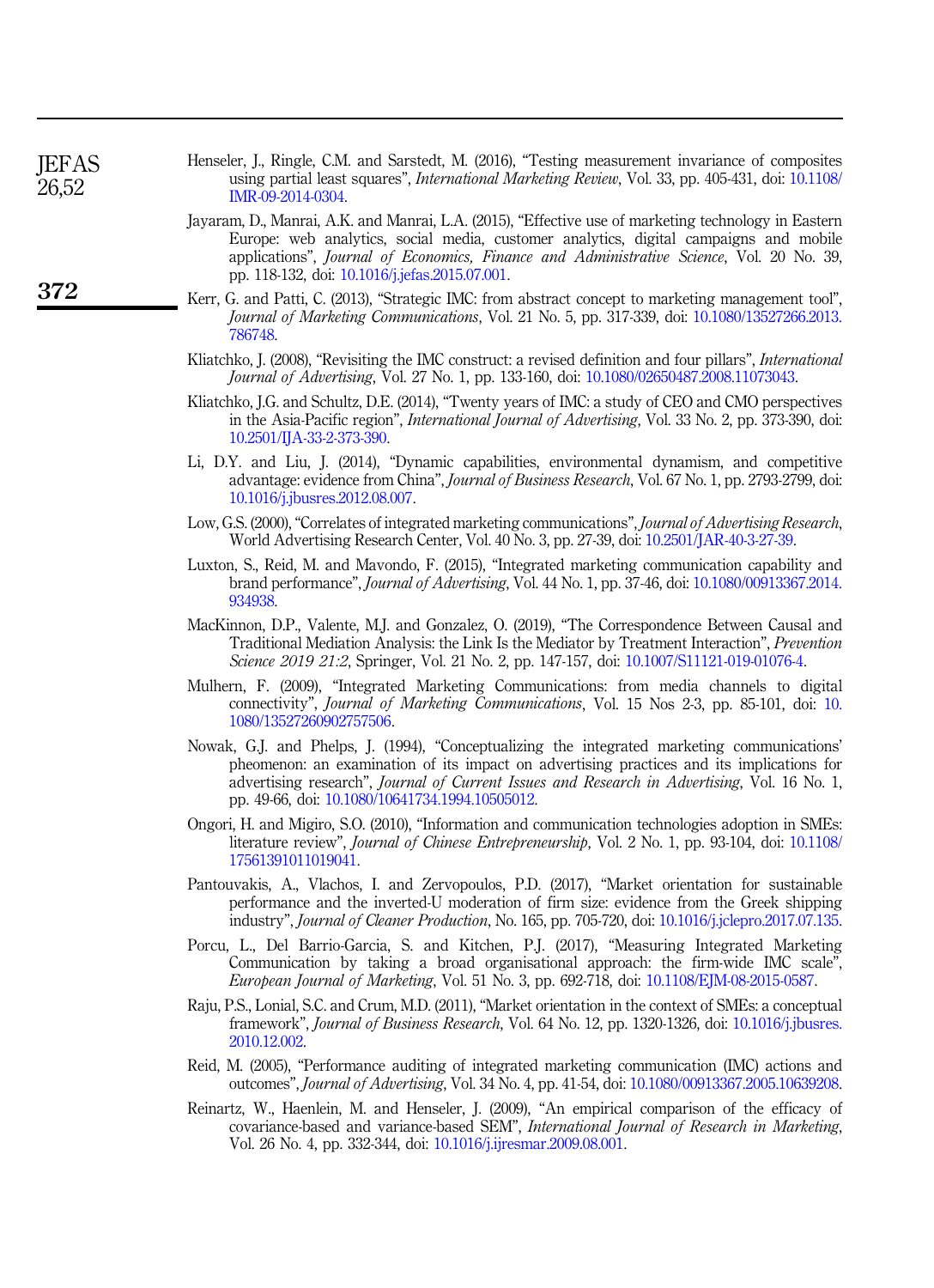Henseler, J., Ringle, C.M. and Sarstedt, M. (2016), "Testing measurement invariance of composites using partial least squares", *International Marketing Review*, Vol. 33, pp. 405-431, doi: 10.1108/IMR-09-2014-0304.

Jayaram, D., Manrai, A.K. and Manrai, L.A. (2015), "Effective use of marketing technology in Eastern Europe: web analytics, social media, customer analytics, digital campaigns and mobile applications", *Journal of Economics, Finance and Administrative Science*, Vol. 20 No. 39, pp. 118-132, doi: 10.1016/j.jefas.2015.07.001.

Kerr, G. and Patti, C. (2013), "Strategic IMC: from abstract concept to marketing management tool", *Journal of Marketing Communications*, Vol. 21 No. 5, pp. 317-339, doi: 10.1080/13527266.2013.786748.

Kliatchko, J. (2008), "Revisiting the IMC construct: a revised definition and four pillars", *International Journal of Advertising*, Vol. 27 No. 1, pp. 133-160, doi: 10.1080/02650487.2008.11073043.

Kliatchko, J.G. and Schultz, D.E. (2014), "Twenty years of IMC: a study of CEO and CMO perspectives in the Asia-Pacific region", *International Journal of Advertising*, Vol. 33 No. 2, pp. 373-390, doi: 10.2501/IJA-33-2-373-390.

Li, D.Y. and Liu, J. (2014), "Dynamic capabilities, environmental dynamism, and competitive advantage: evidence from China", *Journal of Business Research*, Vol. 67 No. 1, pp. 2793-2799, doi: 10.1016/j.jbusres.2012.08.007.

Low, G.S. (2000), "Correlates of integrated marketing communications", *Journal of Advertising Research*, World Advertising Research Center, Vol. 40 No. 3, pp. 27-39, doi: 10.2501/JAR-40-3-27-39.

Luxton, S., Reid, M. and Mavondo, F. (2015), "Integrated marketing communication capability and brand performance", *Journal of Advertising*, Vol. 44 No. 1, pp. 37-46, doi: 10.1080/00913367.2014.934938.

MacKinnon, D.P., Valente, M.J. and Gonzalez, O. (2019), "The Correspondence Between Causal and Traditional Mediation Analysis: the Link Is the Mediator by Treatment Interaction", *Prevention Science 2019 21:2*, Springer, Vol. 21 No. 2, pp. 147-157, doi: 10.1007/S11121-019-01076-4.

Mulhern, F. (2009), "Integrated Marketing Communications: from media channels to digital connectivity", *Journal of Marketing Communications*, Vol. 15 Nos 2-3, pp. 85-101, doi: 10.1080/13527260902757506.

Nowak, G.J. and Phelps, J. (1994), "Conceptualizing the integrated marketing communications' pheomenon: an examination of its impact on advertising practices and its implications for advertising research", *Journal of Current Issues and Research in Advertising*, Vol. 16 No. 1, pp. 49-66, doi: 10.1080/10641734.1994.10505012.

Ongori, H. and Migiro, S.O. (2010), "Information and communication technologies adoption in SMEs: literature review", *Journal of Chinese Entrepreneurship*, Vol. 2 No. 1, pp. 93-104, doi: 10.1108/17561391011019041.

Pantouvakis, A., Vlachos, I. and Zervopoulos, P.D. (2017), "Market orientation for sustainable performance and the inverted-U moderation of firm size: evidence from the Greek shipping industry", *Journal of Cleaner Production*, No. 165, pp. 705-720, doi: 10.1016/j.jclepro.2017.07.135.

Porcu, L., Del Barrio-Garcia, S. and Kitchen, P.J. (2017), "Measuring Integrated Marketing Communication by taking a broad organisational approach: the firm-wide IMC scale", *European Journal of Marketing*, Vol. 51 No. 3, pp. 692-718, doi: 10.1108/EJM-08-2015-0587.

Raju, P.S., Lonial, S.C. and Crum, M.D. (2011), "Market orientation in the context of SMEs: a conceptual framework", *Journal of Business Research*, Vol. 64 No. 12, pp. 1320-1326, doi: 10.1016/j.jbusres.2010.12.002.

Reid, M. (2005), "Performance auditing of integrated marketing communication (IMC) actions and outcomes", *Journal of Advertising*, Vol. 34 No. 4, pp. 41-54, doi: 10.1080/00913367.2005.10639208.

Reinartz, W., Haenlein, M. and Henseler, J. (2009), "An empirical comparison of the efficacy of covariance-based and variance-based SEM", *International Journal of Research in Marketing*, Vol. 26 No. 4, pp. 332-344, doi: 10.1016/j.ijresmar.2009.08.001.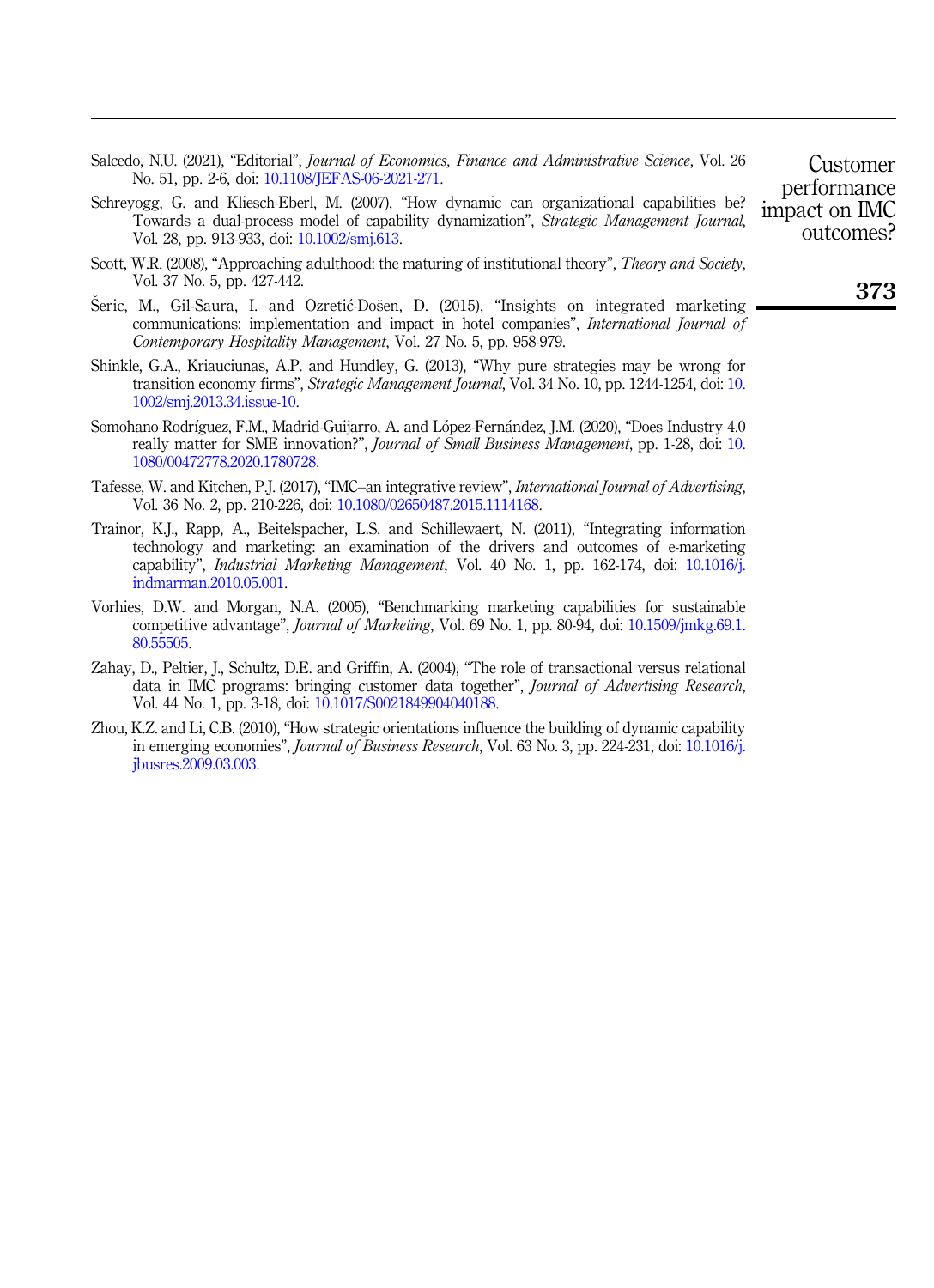Salcedo, N.U. (2021), "Editorial", *Journal of Economics, Finance and Administrative Science*, Vol. 26 No. 51, pp. 2-6, doi: 10.1108/JEFAS-06-2021-271.

Schreyogg, G. and Kliesch-Eberl, M. (2007), "How dynamic can organizational capabilities be? Towards a dual-process model of capability dynamization", *Strategic Management Journal*, Vol. 28, pp. 913-933, doi: 10.1002/smj.613.

Scott, W.R. (2008), "Approaching adulthood: the maturing of institutional theory", *Theory and Society*, Vol. 37 No. 5, pp. 427-442.

Šeric, M., Gil-Saura, I. and Ozretić-Došen, D. (2015), "Insights on integrated marketing communications: implementation and impact in hotel companies", *International Journal of Contemporary Hospitality Management*, Vol. 27 No. 5, pp. 958-979.

Shinkle, G.A., Kriauciunas, A.P. and Hundley, G. (2013), "Why pure strategies may be wrong for transition economy firms", *Strategic Management Journal*, Vol. 34 No. 10, pp. 1244-1254, doi: 10.1002/smj.2013.34.issue-10.

Somohano-Rodríguez, F.M., Madrid-Guijarro, A. and López-Fernández, J.M. (2020), "Does Industry 4.0 really matter for SME innovation?", *Journal of Small Business Management*, pp. 1-28, doi: 10.1080/00472778.2020.1780728.

Tafesse, W. and Kitchen, P.J. (2017), "IMC–an integrative review", *International Journal of Advertising*, Vol. 36 No. 2, pp. 210-226, doi: 10.1080/02650487.2015.1114168.

Trainor, K.J., Rapp, A., Beitelspacher, L.S. and Schillewaert, N. (2011), "Integrating information technology and marketing: an examination of the drivers and outcomes of e-marketing capability", *Industrial Marketing Management*, Vol. 40 No. 1, pp. 162-174, doi: 10.1016/j.indmarman.2010.05.001.

Vorhies, D.W. and Morgan, N.A. (2005), "Benchmarking marketing capabilities for sustainable competitive advantage", *Journal of Marketing*, Vol. 69 No. 1, pp. 80-94, doi: 10.1509/jmkg.69.1.80.55505.

Zahay, D., Peltier, J., Schultz, D.E. and Griffin, A. (2004), "The role of transactional versus relational data in IMC programs: bringing customer data together", *Journal of Advertising Research*, Vol. 44 No. 1, pp. 3-18, doi: 10.1017/S0021849904040188.

Zhou, K.Z. and Li, C.B. (2010), "How strategic orientations influence the building of dynamic capability in emerging economies", *Journal of Business Research*, Vol. 63 No. 3, pp. 224-231, doi: 10.1016/j.jbusres.2009.03.003.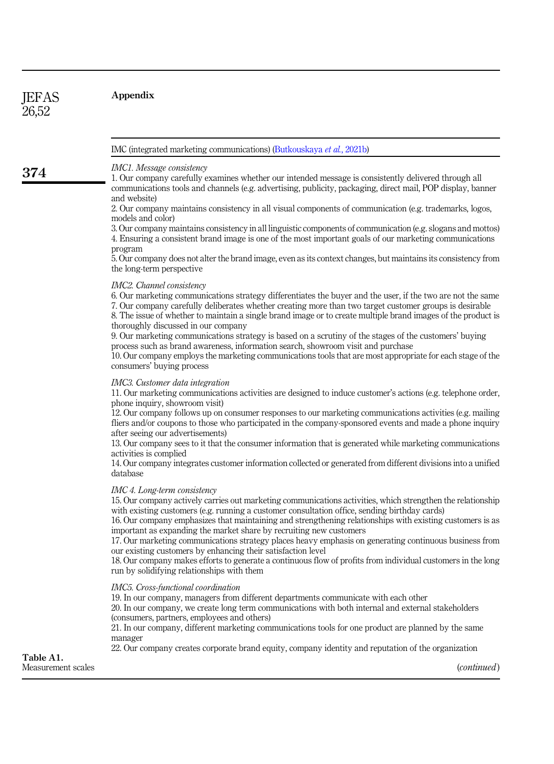## Appendix

**Table A1.** Measurement scales

IMC (integrated marketing communications) (Butkouskaya *et al.*, 2021b)

*IMC1. Message consistency*

1. Our company carefully examines whether our intended message is consistently delivered through all communications tools and channels (e.g. advertising, publicity, packaging, direct mail, POP display, banner and website)
2. Our company maintains consistency in all visual components of communication (e.g. trademarks, logos, models and color)
3. Our company maintains consistency in all linguistic components of communication (e.g. slogans and mottos)
4. Ensuring a consistent brand image is one of the most important goals of our marketing communications program
5. Our company does not alter the brand image, even as its context changes, but maintains its consistency from the long-term perspective

*IMC2. Channel consistency*

6. Our marketing communications strategy differentiates the buyer and the user, if the two are not the same
7. Our company carefully deliberates whether creating more than two target customer groups is desirable
8. The issue of whether to maintain a single brand image or to create multiple brand images of the product is thoroughly discussed in our company
9. Our marketing communications strategy is based on a scrutiny of the stages of the customers' buying process such as brand awareness, information search, showroom visit and purchase
10. Our company employs the marketing communications tools that are most appropriate for each stage of the consumers' buying process

*IMC3. Customer data integration*

11. Our marketing communications activities are designed to induce customer's actions (e.g. telephone order, phone inquiry, showroom visit)
12. Our company follows up on consumer responses to our marketing communications activities (e.g. mailing fliers and/or coupons to those who participated in the company-sponsored events and made a phone inquiry after seeing our advertisements)
13. Our company sees to it that the consumer information that is generated while marketing communications activities is complied
14. Our company integrates customer information collected or generated from different divisions into a unified database

*IMC 4. Long-term consistency*

15. Our company actively carries out marketing communications activities, which strengthen the relationship with existing customers (e.g. running a customer consultation office, sending birthday cards)
16. Our company emphasizes that maintaining and strengthening relationships with existing customers is as important as expanding the market share by recruiting new customers
17. Our marketing communications strategy places heavy emphasis on generating continuous business from our existing customers by enhancing their satisfaction level
18. Our company makes efforts to generate a continuous flow of profits from individual customers in the long run by solidifying relationships with them

*IMC5. Cross-functional coordination*

19. In our company, managers from different departments communicate with each other
20. In our company, we create long term communications with both internal and external stakeholders (consumers, partners, employees and others)
21. In our company, different marketing communications tools for one product are planned by the same manager
22. Our company creates corporate brand equity, company identity and reputation of the organization

(*continued*)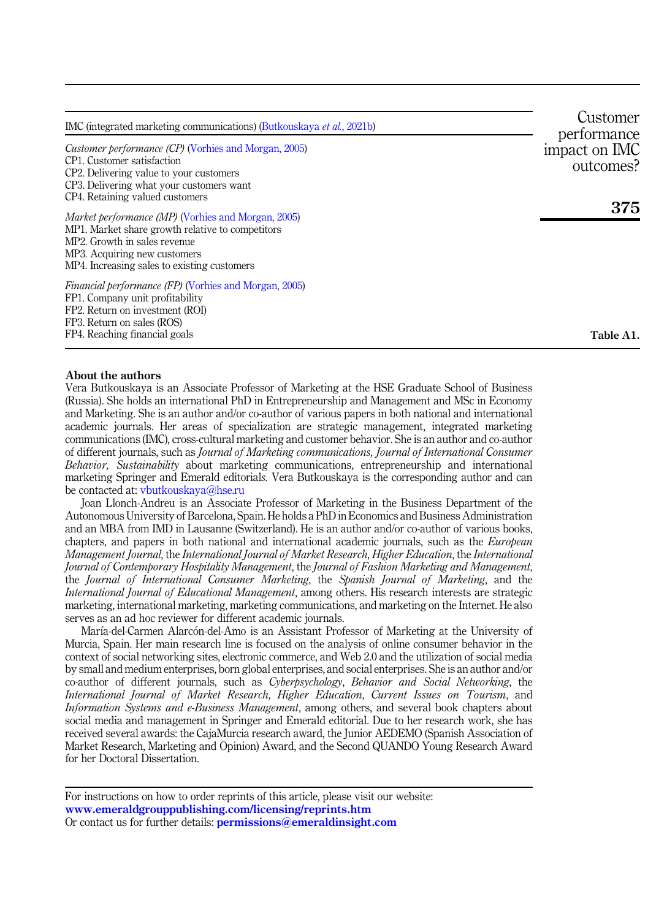| IMC (integrated marketing communications) (Butkouskaya *et al.*, 2021b) |
|---|
| *Customer performance (CP)* (Vorhies and Morgan, 2005) |
| CP1. Customer satisfaction |
| CP2. Delivering value to your customers |
| CP3. Delivering what your customers want |
| CP4. Retaining valued customers |
| *Market performance (MP)* (Vorhies and Morgan, 2005) |
| MP1. Market share growth relative to competitors |
| MP2. Growth in sales revenue |
| MP3. Acquiring new customers |
| MP4. Increasing sales to existing customers |
| *Financial performance (FP)* (Vorhies and Morgan, 2005) |
| FP1. Company unit profitability |
| FP2. Return on investment (ROI) |
| FP3. Return on sales (ROS) |
| FP4. Reaching financial goals |

**Table A1.**

## About the authors

Vera Butkouskaya is an Associate Professor of Marketing at the HSE Graduate School of Business (Russia). She holds an international PhD in Entrepreneurship and Management and MSc in Economy and Marketing. She is an author and/or co-author of various papers in both national and international academic journals. Her areas of specialization are strategic management, integrated marketing communications (IMC), cross-cultural marketing and customer behavior. She is an author and co-author of different journals, such as *Journal of Marketing communications, Journal of International Consumer Behavior, Sustainability* about marketing communications, entrepreneurship and international marketing Springer and Emerald editorials. Vera Butkouskaya is the corresponding author and can be contacted at: vbutkouskaya@hse.ru

Joan Llonch-Andreu is an Associate Professor of Marketing in the Business Department of the Autonomous University of Barcelona, Spain. He holds a PhD in Economics and Business Administration and an MBA from IMD in Lausanne (Switzerland). He is an author and/or co-author of various books, chapters, and papers in both national and international academic journals, such as the *European Management Journal*, the *International Journal of Market Research*, *Higher Education*, the *International Journal of Contemporary Hospitality Management*, the *Journal of Fashion Marketing and Management*, the *Journal of International Consumer Marketing*, the *Spanish Journal of Marketing*, and the *International Journal of Educational Management*, among others. His research interests are strategic marketing, international marketing, marketing communications, and marketing on the Internet. He also serves as an ad hoc reviewer for different academic journals.

María-del-Carmen Alarcón-del-Amo is an Assistant Professor of Marketing at the University of Murcia, Spain. Her main research line is focused on the analysis of online consumer behavior in the context of social networking sites, electronic commerce, and Web 2.0 and the utilization of social media by small and medium enterprises, born global enterprises, and social enterprises. She is an author and/or co-author of different journals, such as *Cyberpsychology*, *Behavior and Social Networking*, the *International Journal of Market Research*, *Higher Education*, *Current Issues on Tourism*, and *Information Systems and e-Business Management*, among others, and several book chapters about social media and management in Springer and Emerald editorial. Due to her research work, she has received several awards: the CajaMurcia research award, the Junior AEDEMO (Spanish Association of Market Research, Marketing and Opinion) Award, and the Second QUANDO Young Research Award for her Doctoral Dissertation.

For instructions on how to order reprints of this article, please visit our website:
**www.emeraldgrouppublishing.com/licensing/reprints.htm**
Or contact us for further details: **permissions@emeraldinsight.com**